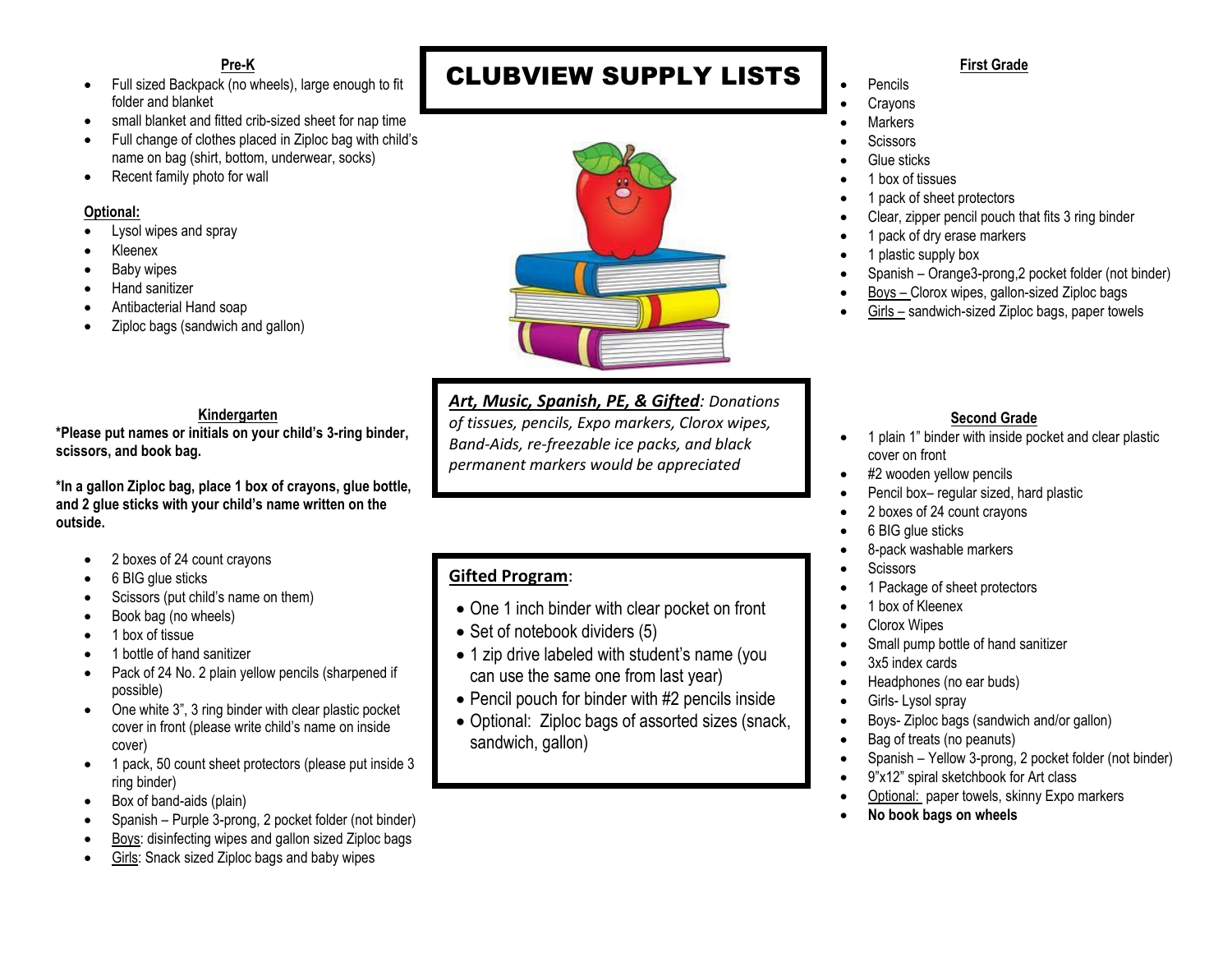# CLUBVIEW SUPPLY LISTS

## Pre-K

- Full sized Backpack (no wheels), large enough to fit folder and blanket
- small blanket and fitted crib-sized sheet for nap time
- Full change of clothes placed in Ziploc bag with child's name on bag (shirt, bottom, underwear, socks)
- Recent family photo for wall

**Optional:**

- Lysol wipes and spray
- Kleenex
- Baby wipes
- Hand sanitizer
- Antibacterial Hand soap
- Ziploc bags (sandwich and gallon)

## Kindergarten

**\*Please put names or initials on your child's 3-ring binder, scissors, and book bag.**

**\*In a gallon Ziploc bag, place 1 box of crayons, glue bottle, and 2 glue sticks with your child's name written on the outside.**

- 2 boxes of 24 count crayons
- 6 BIG glue sticks
- Scissors (put child's name on them)
- Book bag (no wheels)
- 1 box of tissue
- 1 bottle of hand sanitizer
- Pack of 24 No. 2 plain yellow pencils (sharpened if possible)
- One white 3", 3 ring binder with clear plastic pocket cover in front (please write child's name on inside cover)
- 1 pack, 50 count sheet protectors (please put inside 3 ring binder)
- Box of band-aids (plain)
- Spanish – Purple 3-prong, 2 pocket folder (not binder)
- Boys: disinfecting wipes and gallon sized Ziploc bags
- Girls: Snack sized Ziploc bags and baby wipes

***Art, Music, Spanish, PE, & Gifted**: Donations of tissues, pencils, Expo markers, Clorox wipes, Band-Aids, re-freezable ice packs, and black permanent markers would be appreciated*

## Gifted Program:

- One 1 inch binder with clear pocket on front
- Set of notebook dividers (5)
- 1 zip drive labeled with student's name (you can use the same one from last year)
- Pencil pouch for binder with #2 pencils inside
- Optional: Ziploc bags of assorted sizes (snack, sandwich, gallon)

## First Grade

- Pencils
- Crayons
- Markers
- Scissors
- Glue sticks
- 1 box of tissues
- 1 pack of sheet protectors
- Clear, zipper pencil pouch that fits 3 ring binder
- 1 pack of dry erase markers
- 1 plastic supply box
- Spanish – Orange3-prong,2 pocket folder (not binder)
- Boys – Clorox wipes, gallon-sized Ziploc bags
- Girls – sandwich-sized Ziploc bags, paper towels

## Second Grade

- 1 plain 1" binder with inside pocket and clear plastic cover on front
- #2 wooden yellow pencils
- Pencil box– regular sized, hard plastic
- 2 boxes of 24 count crayons
- 6 BIG glue sticks
- 8-pack washable markers
- Scissors
- 1 Package of sheet protectors
- 1 box of Kleenex
- Clorox Wipes
- Small pump bottle of hand sanitizer
- 3x5 index cards
- Headphones (no ear buds)
- Girls- Lysol spray
- Boys- Ziploc bags (sandwich and/or gallon)
- Bag of treats (no peanuts)
- Spanish – Yellow 3-prong, 2 pocket folder (not binder)
- 9"x12" spiral sketchbook for Art class
- Optional: paper towels, skinny Expo markers
- **No book bags on wheels**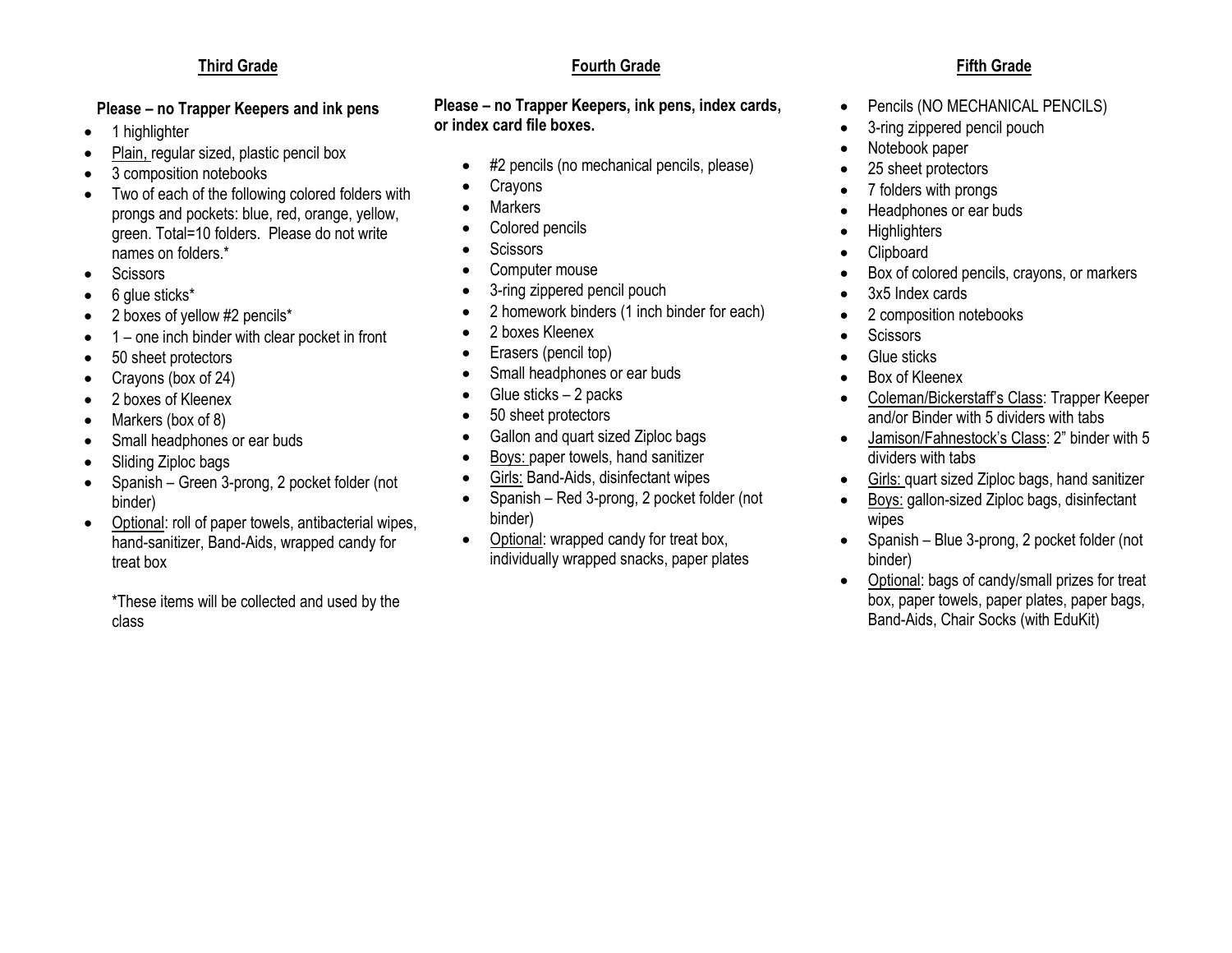## Third Grade

**Please – no Trapper Keepers and ink pens**

- 1 highlighter
- Plain, regular sized, plastic pencil box
- 3 composition notebooks
- Two of each of the following colored folders with prongs and pockets: blue, red, orange, yellow, green. Total=10 folders. Please do not write names on folders.*
- Scissors
- 6 glue sticks*
- 2 boxes of yellow #2 pencils*
- 1 – one inch binder with clear pocket in front
- 50 sheet protectors
- Crayons (box of 24)
- 2 boxes of Kleenex
- Markers (box of 8)
- Small headphones or ear buds
- Sliding Ziploc bags
- Spanish – Green 3-prong, 2 pocket folder (not binder)
- Optional: roll of paper towels, antibacterial wipes, hand-sanitizer, Band-Aids, wrapped candy for treat box

*These items will be collected and used by the class

## Fourth Grade

**Please – no Trapper Keepers, ink pens, index cards, or index card file boxes.**

- #2 pencils (no mechanical pencils, please)
- Crayons
- Markers
- Colored pencils
- Scissors
- Computer mouse
- 3-ring zippered pencil pouch
- 2 homework binders (1 inch binder for each)
- 2 boxes Kleenex
- Erasers (pencil top)
- Small headphones or ear buds
- Glue sticks – 2 packs
- 50 sheet protectors
- Gallon and quart sized Ziploc bags
- Boys: paper towels, hand sanitizer
- Girls: Band-Aids, disinfectant wipes
- Spanish – Red 3-prong, 2 pocket folder (not binder)
- Optional: wrapped candy for treat box, individually wrapped snacks, paper plates

## Fifth Grade

- Pencils (NO MECHANICAL PENCILS)
- 3-ring zippered pencil pouch
- Notebook paper
- 25 sheet protectors
- 7 folders with prongs
- Headphones or ear buds
- Highlighters
- Clipboard
- Box of colored pencils, crayons, or markers
- 3x5 Index cards
- 2 composition notebooks
- Scissors
- Glue sticks
- Box of Kleenex
- Coleman/Bickerstaff's Class: Trapper Keeper and/or Binder with 5 dividers with tabs
- Jamison/Fahnestock's Class: 2" binder with 5 dividers with tabs
- Girls: quart sized Ziploc bags, hand sanitizer
- Boys: gallon-sized Ziploc bags, disinfectant wipes
- Spanish – Blue 3-prong, 2 pocket folder (not binder)
- Optional: bags of candy/small prizes for treat box, paper towels, paper plates, paper bags, Band-Aids, Chair Socks (with EduKit)